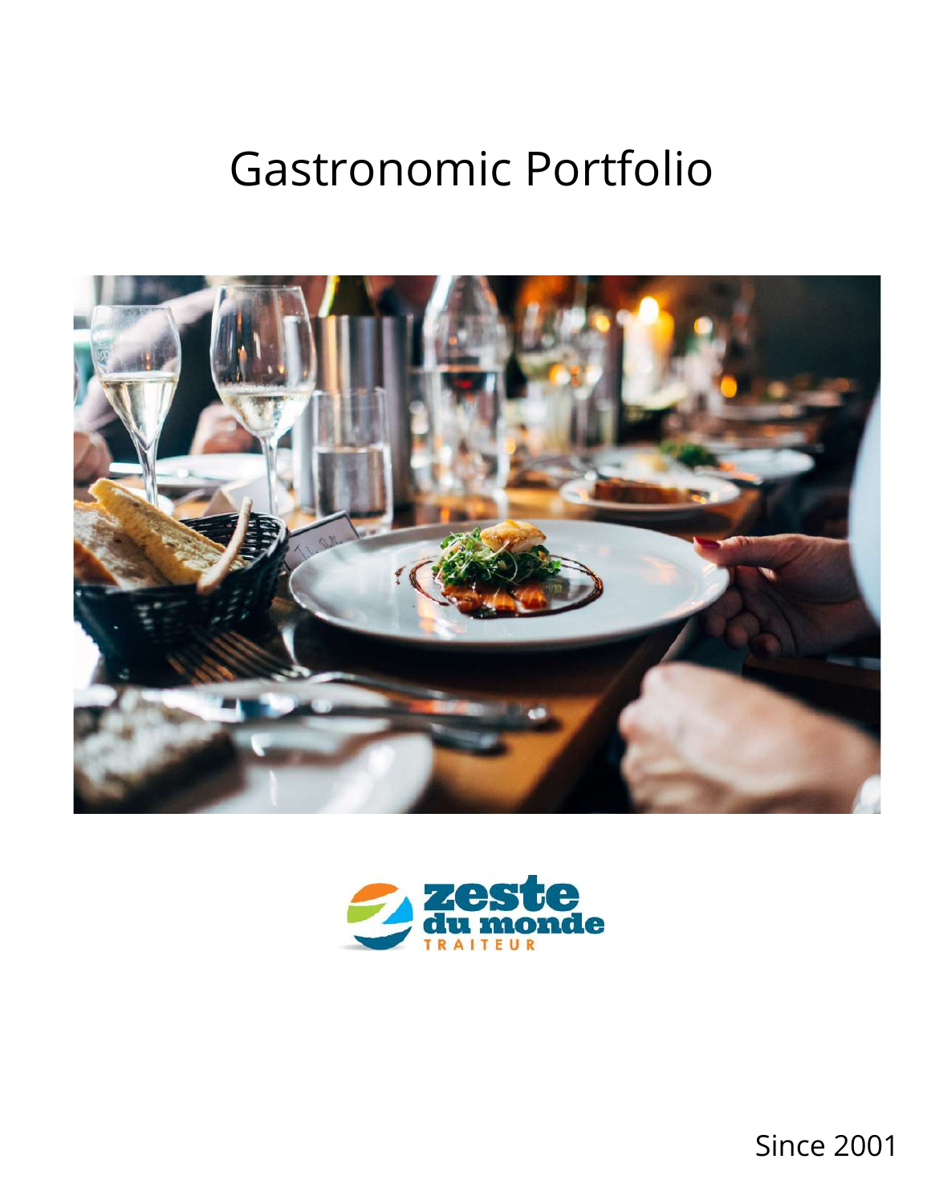# Gastronomic Portfolio

zeste du monde TRAITEUR

Since 2001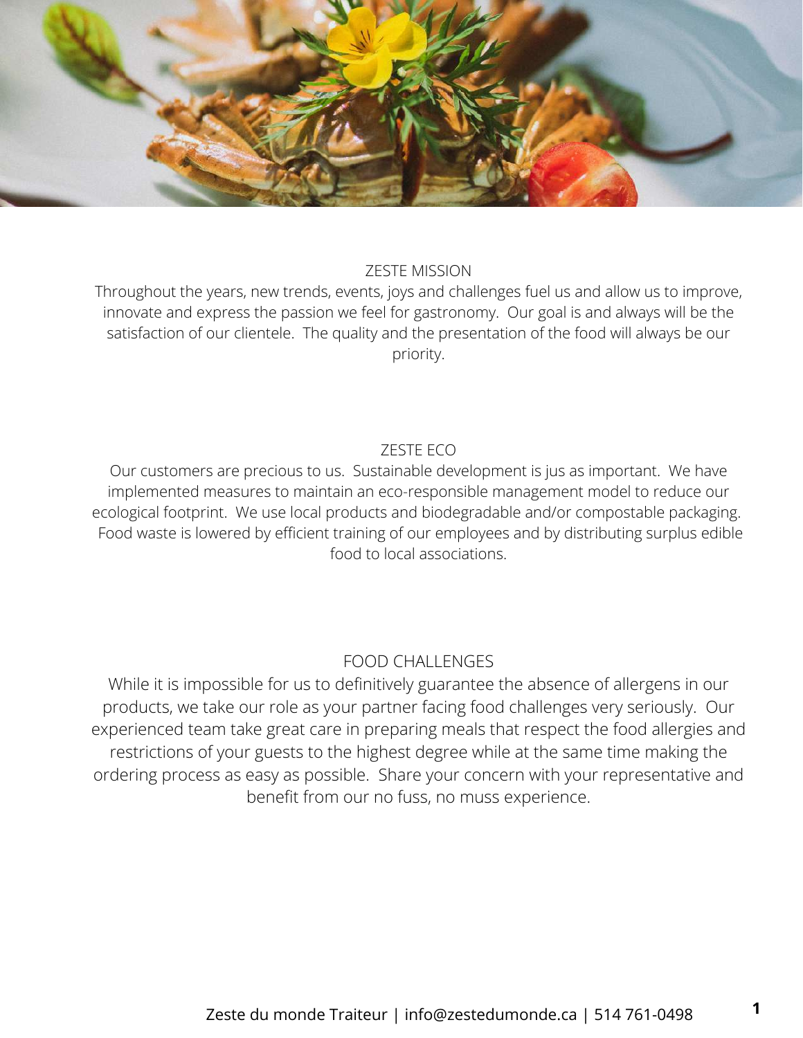## ZESTE MISSION

Throughout the years, new trends, events, joys and challenges fuel us and allow us to improve, innovate and express the passion we feel for gastronomy. Our goal is and always will be the satisfaction of our clientele. The quality and the presentation of the food will always be our priority.

## ZESTE ECO

Our customers are precious to us. Sustainable development is jus as important. We have implemented measures to maintain an eco-responsible management model to reduce our ecological footprint. We use local products and biodegradable and/or compostable packaging. Food waste is lowered by efficient training of our employees and by distributing surplus edible food to local associations.

## FOOD CHALLENGES

While it is impossible for us to definitively guarantee the absence of allergens in our products, we take our role as your partner facing food challenges very seriously. Our experienced team take great care in preparing meals that respect the food allergies and restrictions of your guests to the highest degree while at the same time making the ordering process as easy as possible. Share your concern with your representative and benefit from our no fuss, no muss experience.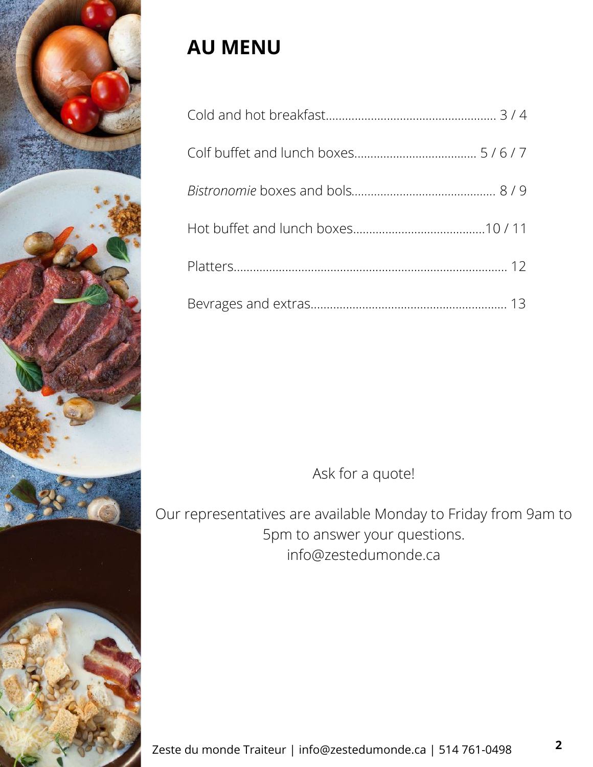# AU MENU

Cold and hot breakfast.................................................... 3 / 4

Colf buffet and lunch boxes..................................... 5 / 6 / 7

*Bistronomie* boxes and bols............................................ 8 / 9

Hot buffet and lunch boxes.........................................10 / 11

Platters.................................................................................. 12

Bevrages and extras........................................................... 13

Ask for a quote!

Our representatives are available Monday to Friday from 9am to 5pm to answer your questions.
info@zestedumonde.ca

Zeste du monde Traiteur | info@zestedumonde.ca | 514 761-0498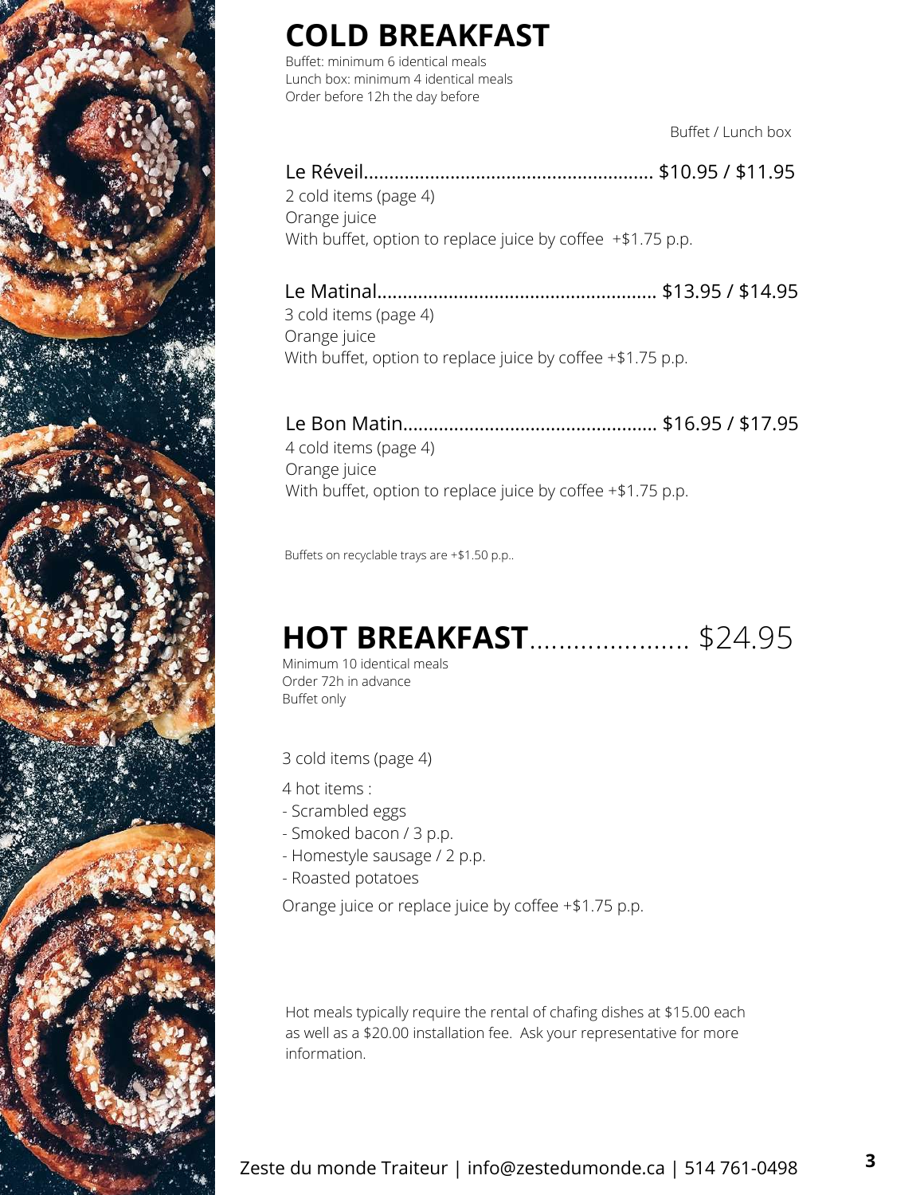# COLD BREAKFAST

Buffet: minimum 6 identical meals
Lunch box: minimum 4 identical meals
Order before 12h the day before

Buffet / Lunch box

**Le Réveil**........................................................ $10.95 / $11.95

2 cold items (page 4)
Orange juice
With buffet, option to replace juice by coffee +$1.75 p.p.

**Le Matinal**...................................................... $13.95 / $14.95

3 cold items (page 4)
Orange juice
With buffet, option to replace juice by coffee +$1.75 p.p.

**Le Bon Matin**................................................. $16.95 / $17.95

4 cold items (page 4)
Orange juice
With buffet, option to replace juice by coffee +$1.75 p.p.

Buffets on recyclable trays are +$1.50 p.p..

# HOT BREAKFAST..................... $24.95

Minimum 10 identical meals
Order 72h in advance
Buffet only

3 cold items (page 4)

4 hot items :
- Scrambled eggs
- Smoked bacon / 3 p.p.
- Homestyle sausage / 2 p.p.
- Roasted potatoes

Orange juice or replace juice by coffee +$1.75 p.p.

Hot meals typically require the rental of chafing dishes at $15.00 each as well as a $20.00 installation fee. Ask your representative for more information.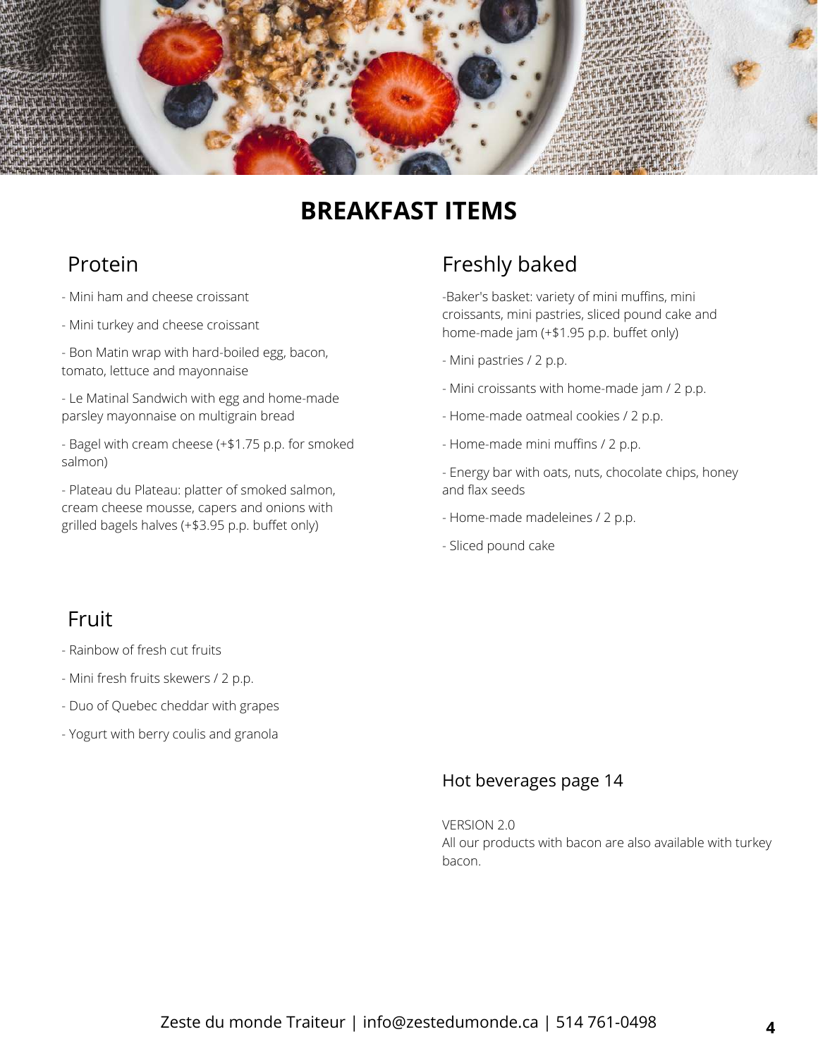# BREAKFAST ITEMS

## Protein

- Mini ham and cheese croissant
- Mini turkey and cheese croissant
- Bon Matin wrap with hard-boiled egg, bacon, tomato, lettuce and mayonnaise
- Le Matinal Sandwich with egg and home-made parsley mayonnaise on multigrain bread
- Bagel with cream cheese (+$1.75 p.p. for smoked salmon)
- Plateau du Plateau: platter of smoked salmon, cream cheese mousse, capers and onions with grilled bagels halves (+$3.95 p.p. buffet only)

## Freshly baked

- Baker's basket: variety of mini muffins, mini croissants, mini pastries, sliced pound cake and home-made jam (+$1.95 p.p. buffet only)
- Mini pastries / 2 p.p.
- Mini croissants with home-made jam / 2 p.p.
- Home-made oatmeal cookies / 2 p.p.
- Home-made mini muffins / 2 p.p.
- Energy bar with oats, nuts, chocolate chips, honey and flax seeds
- Home-made madeleines / 2 p.p.
- Sliced pound cake

## Fruit

- Rainbow of fresh cut fruits
- Mini fresh fruits skewers / 2 p.p.
- Duo of Quebec cheddar with grapes
- Yogurt with berry coulis and granola

### Hot beverages page 14

VERSION 2.0
All our products with bacon are also available with turkey bacon.

Zeste du monde Traiteur | info@zestedumonde.ca | 514 761-0498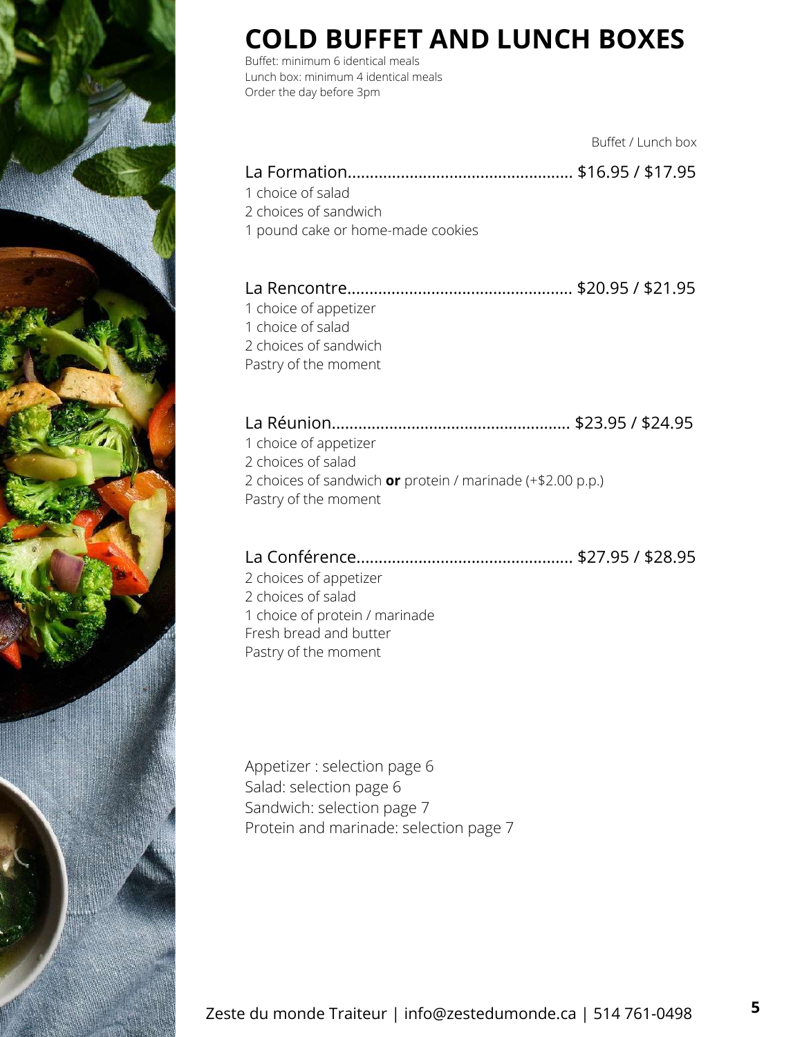# COLD BUFFET AND LUNCH BOXES

Buffet: minimum 6 identical meals
Lunch box: minimum 4 identical meals
Order the day before 3pm

Buffet / Lunch box

La Formation.................................................. $16.95 / $17.95
1 choice of salad
2 choices of sandwich
1 pound cake or home-made cookies

La Rencontre.................................................. $20.95 / $21.95
1 choice of appetizer
1 choice of salad
2 choices of sandwich
Pastry of the moment

La Réunion..................................................... $23.95 / $24.95
1 choice of appetizer
2 choices of salad
2 choices of sandwich **or** protein / marinade (+$2.00 p.p.)
Pastry of the moment

La Conférence................................................ $27.95 / $28.95
2 choices of appetizer
2 choices of salad
1 choice of protein / marinade
Fresh bread and butter
Pastry of the moment

Appetizer : selection page 6
Salad: selection page 6
Sandwich: selection page 7
Protein and marinade: selection page 7

Zeste du monde Traiteur | info@zestedumonde.ca | 514 761-0498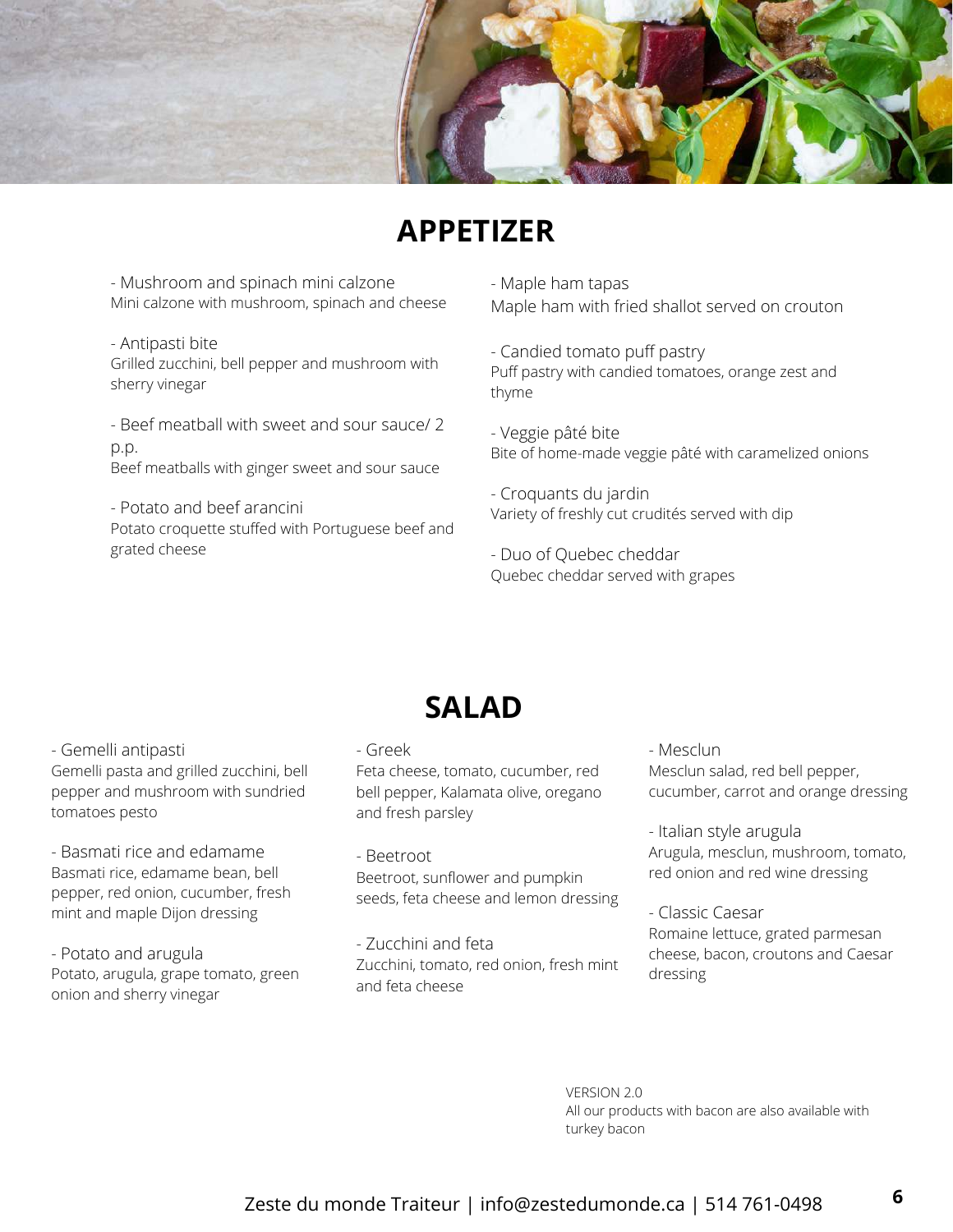## APPETIZER

- Mushroom and spinach mini calzone
Mini calzone with mushroom, spinach and cheese

- Antipasti bite
Grilled zucchini, bell pepper and mushroom with sherry vinegar

- Beef meatball with sweet and sour sauce/ 2 p.p.
Beef meatballs with ginger sweet and sour sauce

- Potato and beef arancini
Potato croquette stuffed with Portuguese beef and grated cheese

- Maple ham tapas
Maple ham with fried shallot served on crouton

- Candied tomato puff pastry
Puff pastry with candied tomatoes, orange zest and thyme

- Veggie pâté bite
Bite of home-made veggie pâté with caramelized onions

- Croquants du jardin
Variety of freshly cut crudités served with dip

- Duo of Quebec cheddar
Quebec cheddar served with grapes

## SALAD

- Gemelli antipasti
Gemelli pasta and grilled zucchini, bell pepper and mushroom with sundried tomatoes pesto

- Basmati rice and edamame
Basmati rice, edamame bean, bell pepper, red onion, cucumber, fresh mint and maple Dijon dressing

- Potato and arugula
Potato, arugula, grape tomato, green onion and sherry vinegar

- Greek
Feta cheese, tomato, cucumber, red bell pepper, Kalamata olive, oregano and fresh parsley

- Beetroot
Beetroot, sunflower and pumpkin seeds, feta cheese and lemon dressing

- Zucchini and feta
Zucchini, tomato, red onion, fresh mint and feta cheese

- Mesclun
Mesclun salad, red bell pepper, cucumber, carrot and orange dressing

- Italian style arugula
Arugula, mesclun, mushroom, tomato, red onion and red wine dressing

- Classic Caesar
Romaine lettuce, grated parmesan cheese, bacon, croutons and Caesar dressing

VERSION 2.0
All our products with bacon are also available with turkey bacon

Zeste du monde Traiteur | info@zestedumonde.ca | 514 761-0498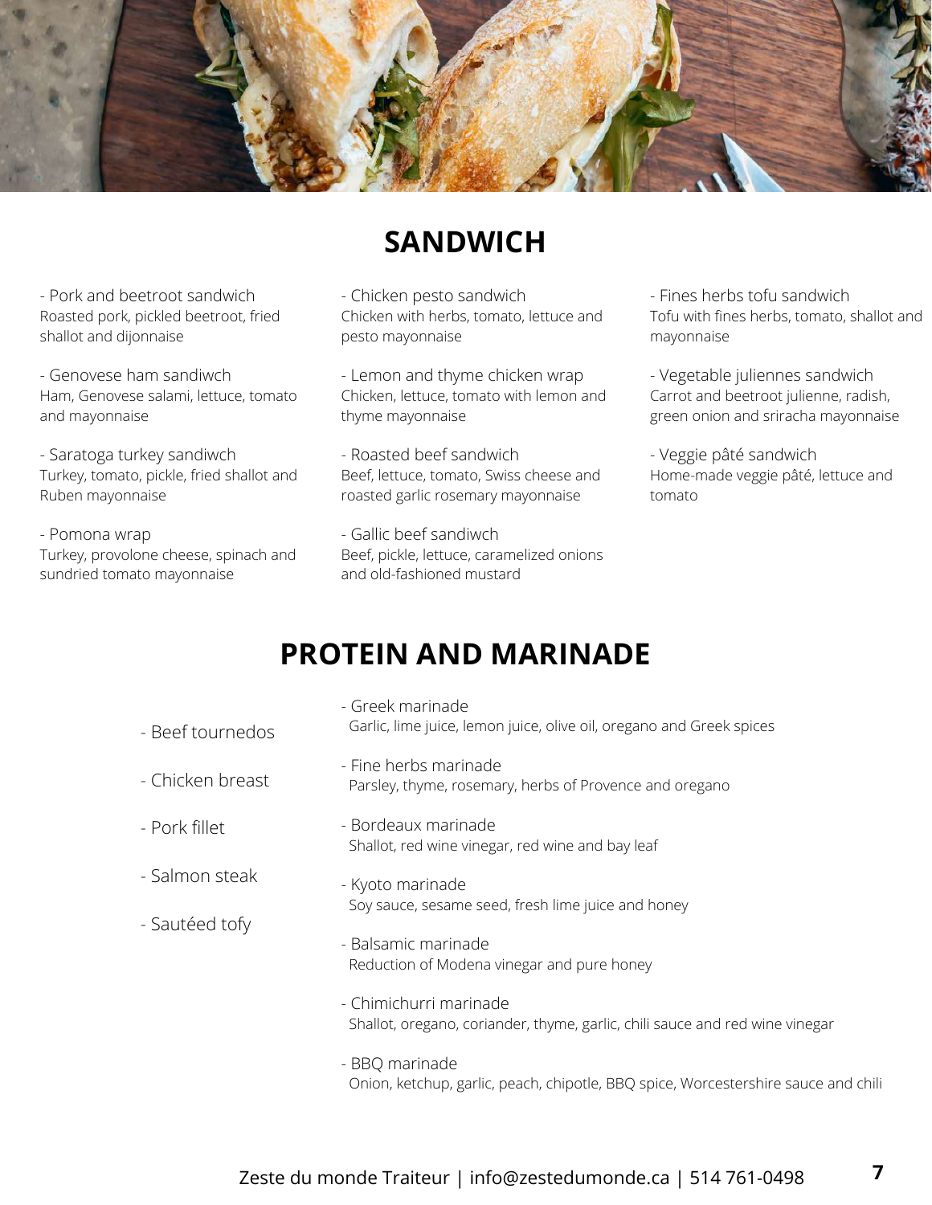## SANDWICH

- Pork and beetroot sandwich
Roasted pork, pickled beetroot, fried shallot and dijonnaise

- Genovese ham sandiwch
Ham, Genovese salami, lettuce, tomato and mayonnaise

- Saratoga turkey sandiwch
Turkey, tomato, pickle, fried shallot and Ruben mayonnaise

- Pomona wrap
Turkey, provolone cheese, spinach and sundried tomato mayonnaise

- Chicken pesto sandwich
Chicken with herbs, tomato, lettuce and pesto mayonnaise

- Lemon and thyme chicken wrap
Chicken, lettuce, tomato with lemon and thyme mayonnaise

- Roasted beef sandwich
Beef, lettuce, tomato, Swiss cheese and roasted garlic rosemary mayonnaise

- Gallic beef sandiwch
Beef, pickle, lettuce, caramelized onions and old-fashioned mustard

- Fines herbs tofu sandwich
Tofu with fines herbs, tomato, shallot and mayonnaise

- Vegetable juliennes sandwich
Carrot and beetroot julienne, radish, green onion and sriracha mayonnaise

- Veggie pâté sandwich
Home-made veggie pâté, lettuce and tomato

## PROTEIN AND MARINADE

- Beef tournedos
- Chicken breast
- Pork fillet
- Salmon steak
- Sautéed tofy

- Greek marinade
Garlic, lime juice, lemon juice, olive oil, oregano and Greek spices

- Fine herbs marinade
Parsley, thyme, rosemary, herbs of Provence and oregano

- Bordeaux marinade
Shallot, red wine vinegar, red wine and bay leaf

- Kyoto marinade
Soy sauce, sesame seed, fresh lime juice and honey

- Balsamic marinade
Reduction of Modena vinegar and pure honey

- Chimichurri marinade
Shallot, oregano, coriander, thyme, garlic, chili sauce and red wine vinegar

- BBQ marinade
Onion, ketchup, garlic, peach, chipotle, BBQ spice, Worcestershire sauce and chili

Zeste du monde Traiteur | info@zestedumonde.ca | 514 761-0498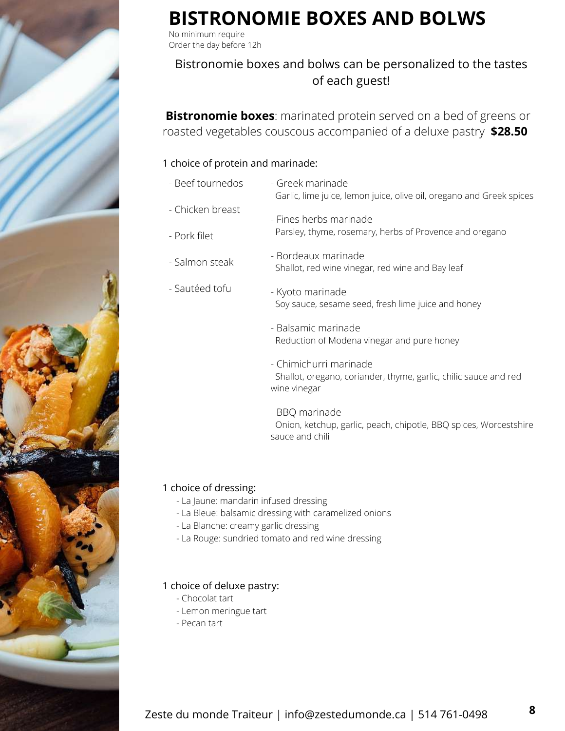# BISTRONOMIE BOXES AND BOLWS

No minimum require
Order the day before 12h

Bistronomie boxes and bolws can be personalized to the tastes of each guest!

**Bistronomie boxes**: marinated protein served on a bed of greens or roasted vegetables couscous accompanied of a deluxe pastry **$28.50**

1 choice of protein and marinade:

- Beef tournedos
- Chicken breast
- Pork filet
- Salmon steak
- Sautéed tofu

- Greek marinade
  Garlic, lime juice, lemon juice, olive oil, oregano and Greek spices
- Fines herbs marinade
  Parsley, thyme, rosemary, herbs of Provence and oregano
- Bordeaux marinade
  Shallot, red wine vinegar, red wine and Bay leaf
- Kyoto marinade
  Soy sauce, sesame seed, fresh lime juice and honey
- Balsamic marinade
  Reduction of Modena vinegar and pure honey
- Chimichurri marinade
  Shallot, oregano, coriander, thyme, garlic, chilic sauce and red wine vinegar
- BBQ marinade
  Onion, ketchup, garlic, peach, chipotle, BBQ spices, Worcestshire sauce and chili

1 choice of dressing:

- La Jaune: mandarin infused dressing
- La Bleue: balsamic dressing with caramelized onions
- La Blanche: creamy garlic dressing
- La Rouge: sundried tomato and red wine dressing

1 choice of deluxe pastry:

- Chocolat tart
- Lemon meringue tart
- Pecan tart

Zeste du monde Traiteur | info@zestedumonde.ca | 514 761-0498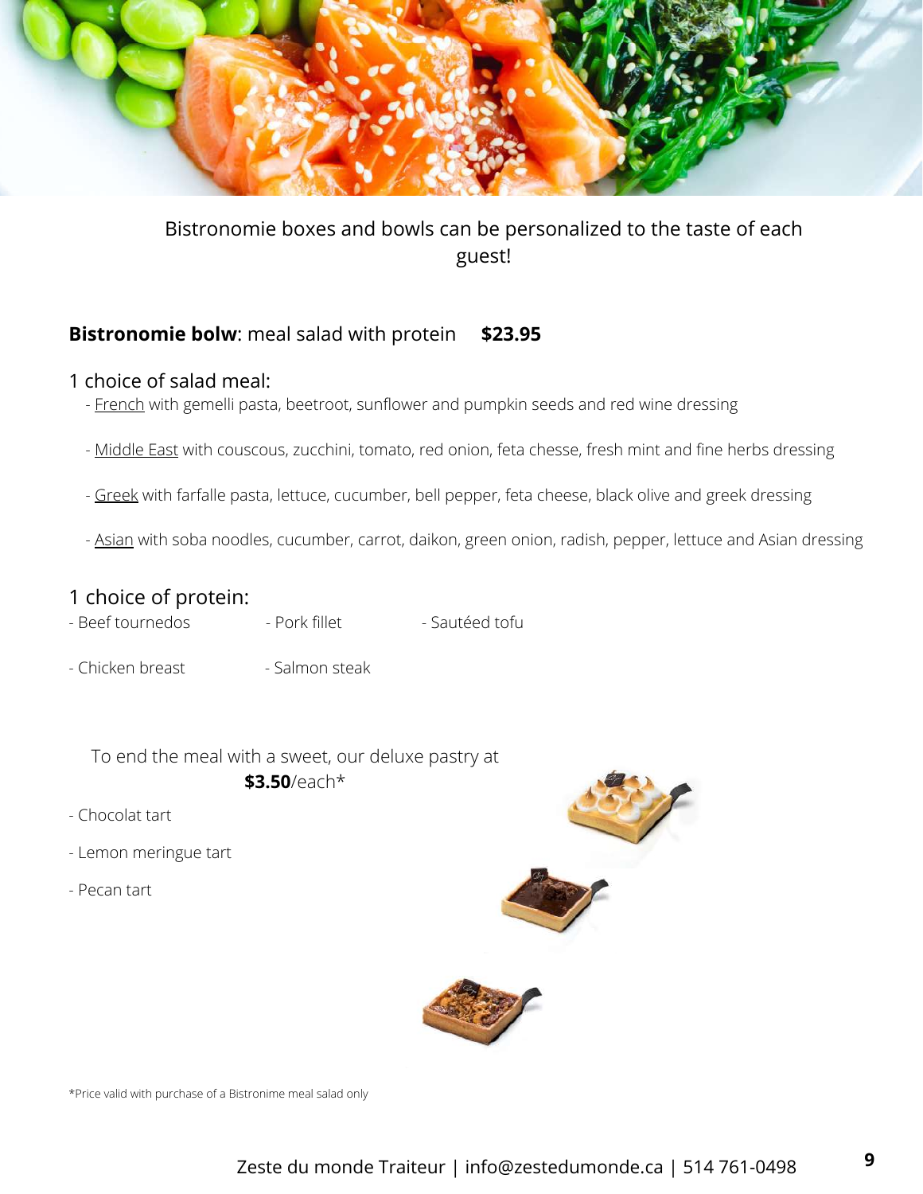Bistronomie boxes and bowls can be personalized to the taste of each guest!

**Bistronomie bolw**: meal salad with protein **$23.95**

1 choice of salad meal:

- French with gemelli pasta, beetroot, sunflower and pumpkin seeds and red wine dressing
- Middle East with couscous, zucchini, tomato, red onion, feta chesse, fresh mint and fine herbs dressing
- Greek with farfalle pasta, lettuce, cucumber, bell pepper, feta cheese, black olive and greek dressing
- Asian with soba noodles, cucumber, carrot, daikon, green onion, radish, pepper, lettuce and Asian dressing

1 choice of protein:

- Beef tournedos
- Pork fillet
- Sautéed tofu
- Chicken breast
- Salmon steak

To end the meal with a sweet, our deluxe pastry at **$3.50**/each*

- Chocolat tart
- Lemon meringue tart
- Pecan tart

*Price valid with purchase of a Bistronime meal salad only

Zeste du monde Traiteur | info@zestedumonde.ca | 514 761-0498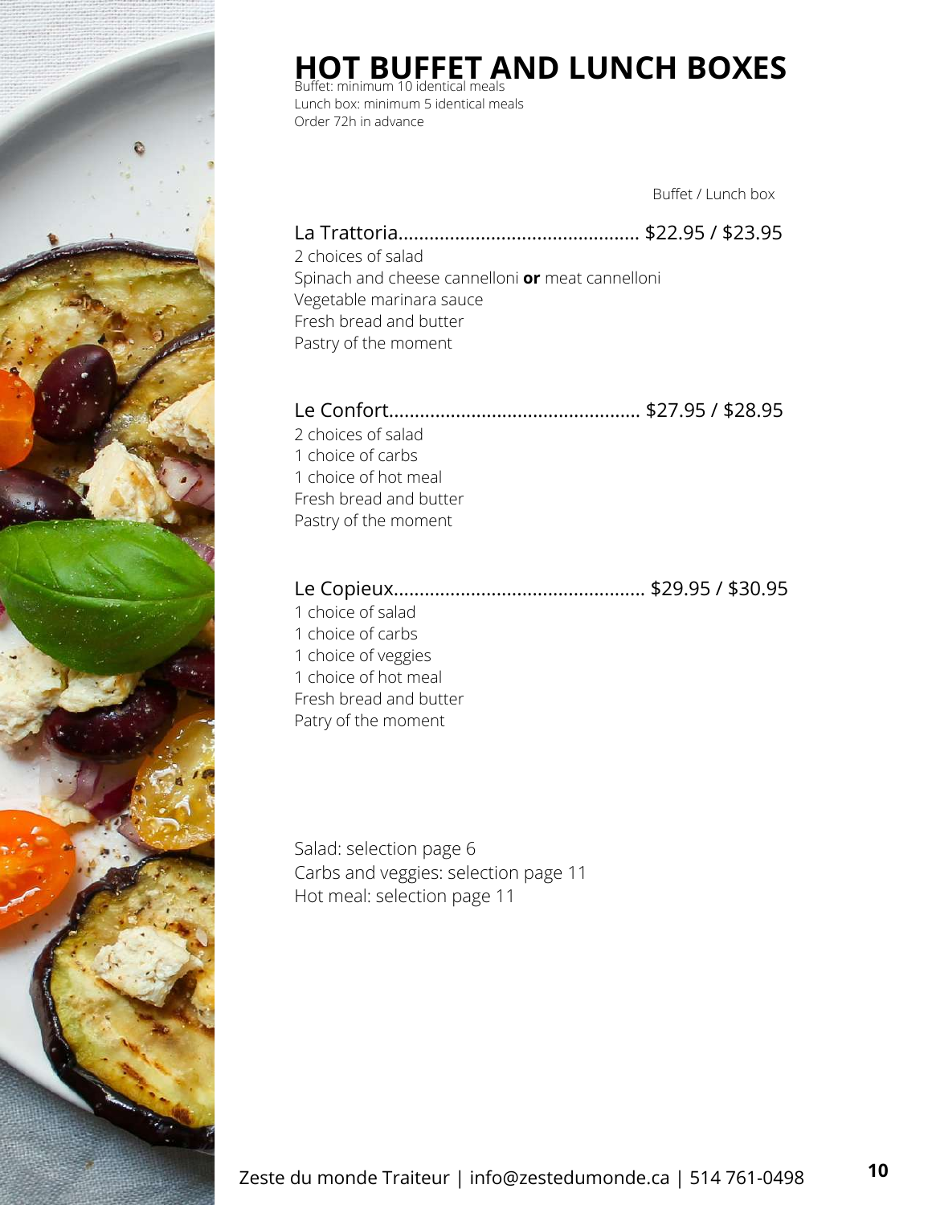# HOT BUFFET AND LUNCH BOXES

Buffet: minimum 10 identical meals
Lunch box: minimum 5 identical meals
Order 72h in advance

Buffet / Lunch box

La Trattoria............................................... $22.95 / $23.95
2 choices of salad
Spinach and cheese cannelloni **or** meat cannelloni
Vegetable marinara sauce
Fresh bread and butter
Pastry of the moment

Le Confort................................................. $27.95 / $28.95
2 choices of salad
1 choice of carbs
1 choice of hot meal
Fresh bread and butter
Pastry of the moment

Le Copieux................................................. $29.95 / $30.95
1 choice of salad
1 choice of carbs
1 choice of veggies
1 choice of hot meal
Fresh bread and butter
Patry of the moment

Salad: selection page 6
Carbs and veggies: selection page 11
Hot meal: selection page 11

Zeste du monde Traiteur | info@zestedumonde.ca | 514 761-0498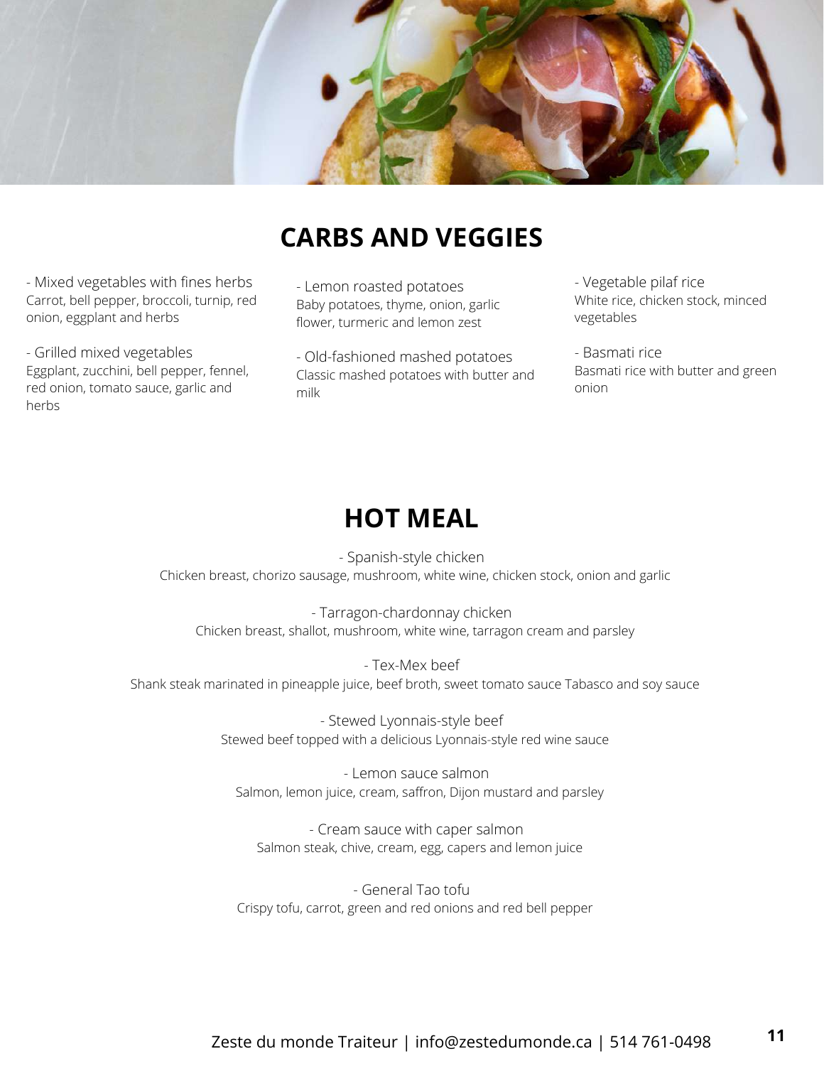## CARBS AND VEGGIES

- Mixed vegetables with fines herbs
Carrot, bell pepper, broccoli, turnip, red onion, eggplant and herbs

- Grilled mixed vegetables
Eggplant, zucchini, bell pepper, fennel, red onion, tomato sauce, garlic and herbs

- Lemon roasted potatoes
Baby potatoes, thyme, onion, garlic flower, turmeric and lemon zest

- Old-fashioned mashed potatoes
Classic mashed potatoes with butter and milk

- Vegetable pilaf rice
White rice, chicken stock, minced vegetables

- Basmati rice
Basmati rice with butter and green onion

## HOT MEAL

- Spanish-style chicken
Chicken breast, chorizo sausage, mushroom, white wine, chicken stock, onion and garlic

- Tarragon-chardonnay chicken
Chicken breast, shallot, mushroom, white wine, tarragon cream and parsley

- Tex-Mex beef
Shank steak marinated in pineapple juice, beef broth, sweet tomato sauce Tabasco and soy sauce

- Stewed Lyonnais-style beef
Stewed beef topped with a delicious Lyonnais-style red wine sauce

- Lemon sauce salmon
Salmon, lemon juice, cream, saffron, Dijon mustard and parsley

- Cream sauce with caper salmon
Salmon steak, chive, cream, egg, capers and lemon juice

- General Tao tofu
Crispy tofu, carrot, green and red onions and red bell pepper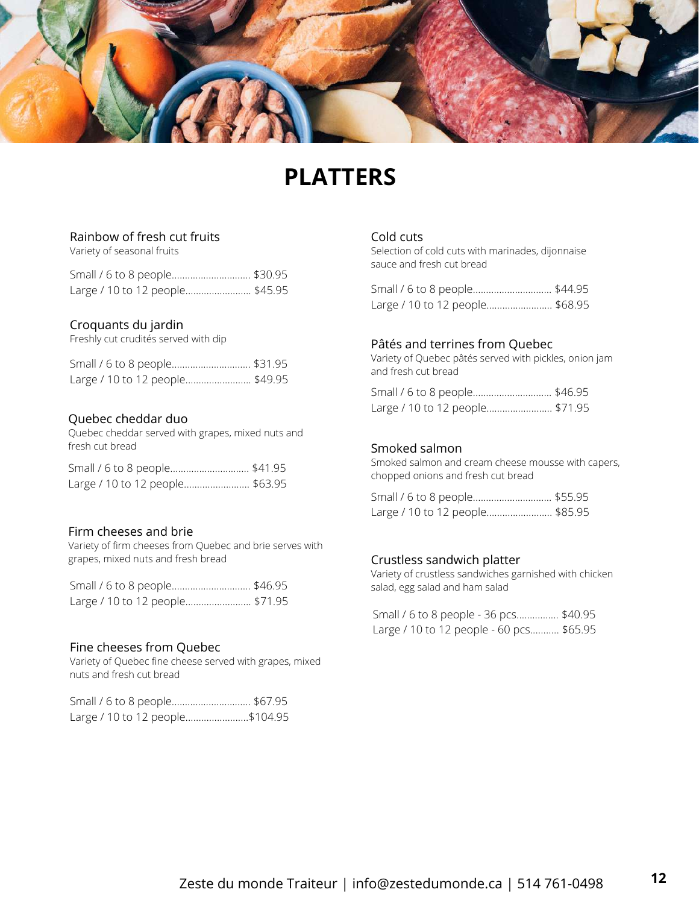# PLATTERS

### Rainbow of fresh cut fruits

Variety of seasonal fruits

Small / 6 to 8 people.............................. $30.95
Large / 10 to 12 people......................... $45.95

### Croquants du jardin

Freshly cut crudités served with dip

Small / 6 to 8 people.............................. $31.95
Large / 10 to 12 people......................... $49.95

### Quebec cheddar duo

Quebec cheddar served with grapes, mixed nuts and fresh cut bread

Small / 6 to 8 people.............................. $41.95
Large / 10 to 12 people......................... $63.95

### Firm cheeses and brie

Variety of firm cheeses from Quebec and brie serves with grapes, mixed nuts and fresh bread

Small / 6 to 8 people.............................. $46.95
Large / 10 to 12 people......................... $71.95

### Fine cheeses from Quebec

Variety of Quebec fine cheese served with grapes, mixed nuts and fresh cut bread

Small / 6 to 8 people.............................. $67.95
Large / 10 to 12 people........................$104.95

### Cold cuts

Selection of cold cuts with marinades, dijonnaise sauce and fresh cut bread

Small / 6 to 8 people.............................. $44.95
Large / 10 to 12 people......................... $68.95

### Pâtés and terrines from Quebec

Variety of Quebec pâtés served with pickles, onion jam and fresh cut bread

Small / 6 to 8 people.............................. $46.95
Large / 10 to 12 people......................... $71.95

### Smoked salmon

Smoked salmon and cream cheese mousse with capers, chopped onions and fresh cut bread

Small / 6 to 8 people.............................. $55.95
Large / 10 to 12 people......................... $85.95

### Crustless sandwich platter

Variety of crustless sandwiches garnished with chicken salad, egg salad and ham salad

Small / 6 to 8 people - 36 pcs................ $40.95
Large / 10 to 12 people - 60 pcs........... $65.95

Zeste du monde Traiteur | info@zestedumonde.ca | 514 761-0498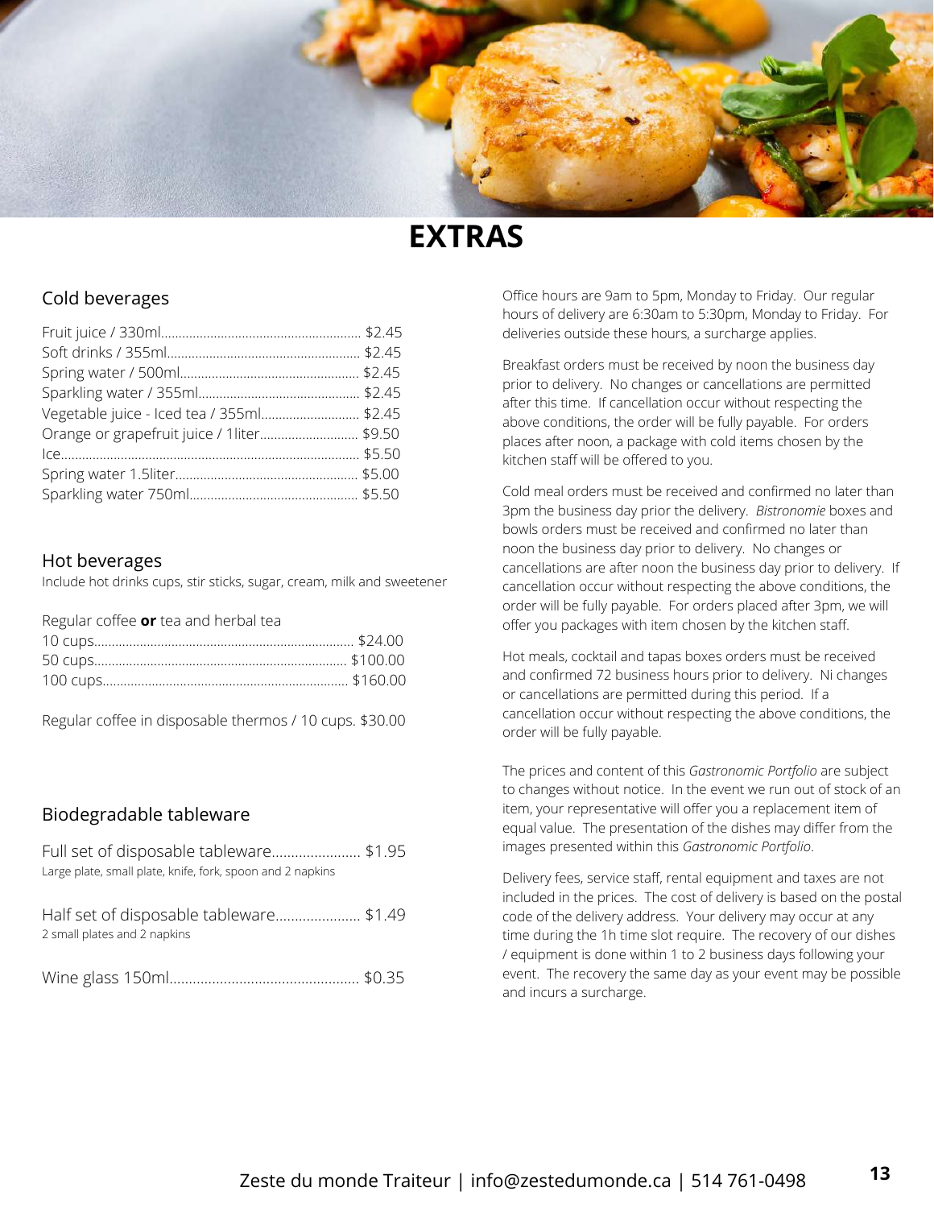# EXTRAS

## Cold beverages

Fruit juice / 330ml........................................................ $2.45
Soft drinks / 355ml...................................................... $2.45
Spring water / 500ml.................................................. $2.45
Sparkling water / 355ml............................................. $2.45
Vegetable juice - Iced tea / 355ml............................ $2.45
Orange or grapefruit juice / 1liter............................ $9.50
Ice.................................................................................... $5.50
Spring water 1.5liter................................................... $5.00
Sparkling water 750ml................................................ $5.50

## Hot beverages

Include hot drinks cups, stir sticks, sugar, cream, milk and sweetener

Regular coffee **or** tea and herbal tea
10 cups......................................................................... $24.00
50 cups....................................................................... $100.00
100 cups..................................................................... $160.00

Regular coffee in disposable thermos / 10 cups. $30.00

## Biodegradable tableware

Full set of disposable tableware....................... $1.95
Large plate, small plate, knife, fork, spoon and 2 napkins

Half set of disposable tableware...................... $1.49
2 small plates and 2 napkins

Wine glass 150ml................................................. $0.35

Office hours are 9am to 5pm, Monday to Friday. Our regular hours of delivery are 6:30am to 5:30pm, Monday to Friday. For deliveries outside these hours, a surcharge applies.

Breakfast orders must be received by noon the business day prior to delivery. No changes or cancellations are permitted after this time. If cancellation occur without respecting the above conditions, the order will be fully payable. For orders places after noon, a package with cold items chosen by the kitchen staff will be offered to you.

Cold meal orders must be received and confirmed no later than 3pm the business day prior the delivery. *Bistronomie* boxes and bowls orders must be received and confirmed no later than noon the business day prior to delivery. No changes or cancellations are after noon the business day prior to delivery. If cancellation occur without respecting the above conditions, the order will be fully payable. For orders placed after 3pm, we will offer you packages with item chosen by the kitchen staff.

Hot meals, cocktail and tapas boxes orders must be received and confirmed 72 business hours prior to delivery. Ni changes or cancellations are permitted during this period. If a cancellation occur without respecting the above conditions, the order will be fully payable.

The prices and content of this *Gastronomic Portfolio* are subject to changes without notice. In the event we run out of stock of an item, your representative will offer you a replacement item of equal value. The presentation of the dishes may differ from the images presented within this *Gastronomic Portfolio*.

Delivery fees, service staff, rental equipment and taxes are not included in the prices. The cost of delivery is based on the postal code of the delivery address. Your delivery may occur at any time during the 1h time slot require. The recovery of our dishes / equipment is done within 1 to 2 business days following your event. The recovery the same day as your event may be possible and incurs a surcharge.